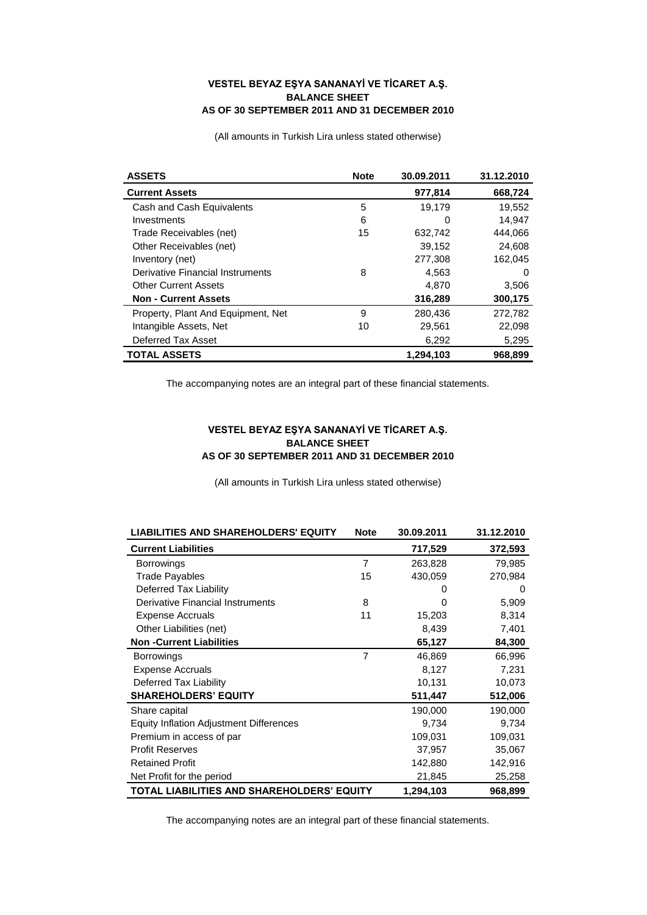**VESTEL BEYAZ EŞYA SANANAYİ VE TİCARET A.Ş.**
**BALANCE SHEET**
**AS OF 30 SEPTEMBER 2011 AND 31 DECEMBER 2010**

(All amounts in Turkish Lira unless stated otherwise)

| ASSETS | Note | 30.09.2011 | 31.12.2010 |
|---|---|---|---|
| **Current Assets** | | **977,814** | **668,724** |
| Cash and Cash Equivalents | 5 | 19,179 | 19,552 |
| Investments | 6 | 0 | 14,947 |
| Trade Receivables (net) | 15 | 632,742 | 444,066 |
| Other Receivables (net) | | 39,152 | 24,608 |
| Inventory (net) | | 277,308 | 162,045 |
| Derivative Financial Instruments | 8 | 4,563 | 0 |
| Other Current Assets | | 4,870 | 3,506 |
| **Non - Current Assets** | | **316,289** | **300,175** |
| Property, Plant And Equipment, Net | 9 | 280,436 | 272,782 |
| Intangible Assets, Net | 10 | 29,561 | 22,098 |
| Deferred Tax Asset | | 6,292 | 5,295 |
| **TOTAL ASSETS** | | **1,294,103** | **968,899** |

The accompanying notes are an integral part of these financial statements.

**VESTEL BEYAZ EŞYA SANANAYİ VE TİCARET A.Ş.**
**BALANCE SHEET**
**AS OF 30 SEPTEMBER 2011 AND 31 DECEMBER 2010**

(All amounts in Turkish Lira unless stated otherwise)

| LIABILITIES AND SHAREHOLDERS' EQUITY | Note | 30.09.2011 | 31.12.2010 |
|---|---|---|---|
| **Current Liabilities** | | **717,529** | **372,593** |
| Borrowings | 7 | 263,828 | 79,985 |
| Trade Payables | 15 | 430,059 | 270,984 |
| Deferred Tax Liability | | 0 | 0 |
| Derivative Financial Instruments | 8 | 0 | 5,909 |
| Expense Accruals | 11 | 15,203 | 8,314 |
| Other Liabilities (net) | | 8,439 | 7,401 |
| **Non -Current Liabilities** | | **65,127** | **84,300** |
| Borrowings | 7 | 46,869 | 66,996 |
| Expense Accruals | | 8,127 | 7,231 |
| Deferred Tax Liability | | 10,131 | 10,073 |
| **SHAREHOLDERS' EQUITY** | | **511,447** | **512,006** |
| Share capital | | 190,000 | 190,000 |
| Equity Inflation Adjustment Differences | | 9,734 | 9,734 |
| Premium in access of par | | 109,031 | 109,031 |
| Profit Reserves | | 37,957 | 35,067 |
| Retained Profit | | 142,880 | 142,916 |
| Net Profit for the period | | 21,845 | 25,258 |
| **TOTAL LIABILITIES AND SHAREHOLDERS' EQUITY** | | **1,294,103** | **968,899** |

The accompanying notes are an integral part of these financial statements.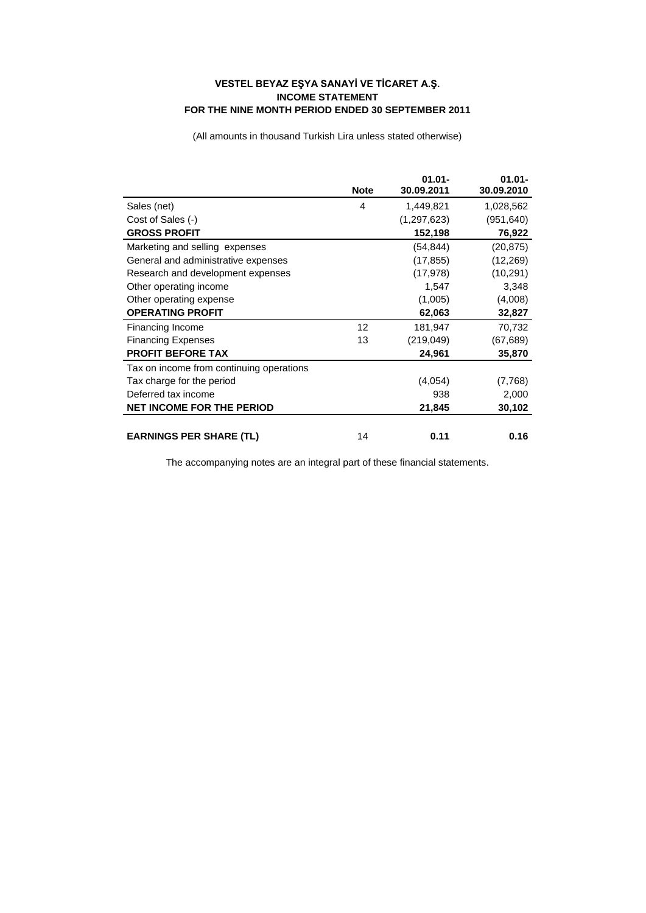**VESTEL BEYAZ EŞYA SANAYİ VE TİCARET A.Ş.**
**INCOME STATEMENT**
**FOR THE NINE MONTH PERIOD ENDED 30 SEPTEMBER 2011**

(All amounts in thousand Turkish Lira unless stated otherwise)

| | Note | 01.01-30.09.2011 | 01.01-30.09.2010 |
|---|---|---|---|
| Sales (net) | 4 | 1,449,821 | 1,028,562 |
| Cost of Sales (-) | | (1,297,623) | (951,640) |
| **GROSS PROFIT** | | **152,198** | **76,922** |
| Marketing and selling expenses | | (54,844) | (20,875) |
| General and administrative expenses | | (17,855) | (12,269) |
| Research and development expenses | | (17,978) | (10,291) |
| Other operating income | | 1,547 | 3,348 |
| Other operating expense | | (1,005) | (4,008) |
| **OPERATING PROFIT** | | **62,063** | **32,827** |
| Financing Income | 12 | 181,947 | 70,732 |
| Financing Expenses | 13 | (219,049) | (67,689) |
| **PROFIT BEFORE TAX** | | **24,961** | **35,870** |
| Tax on income from continuing operations | | | |
| Tax charge for the period | | (4,054) | (7,768) |
| Deferred tax income | | 938 | 2,000 |
| **NET INCOME FOR THE PERIOD** | | **21,845** | **30,102** |
| | | | |
| **EARNINGS PER SHARE (TL)** | 14 | **0.11** | **0.16** |

The accompanying notes are an integral part of these financial statements.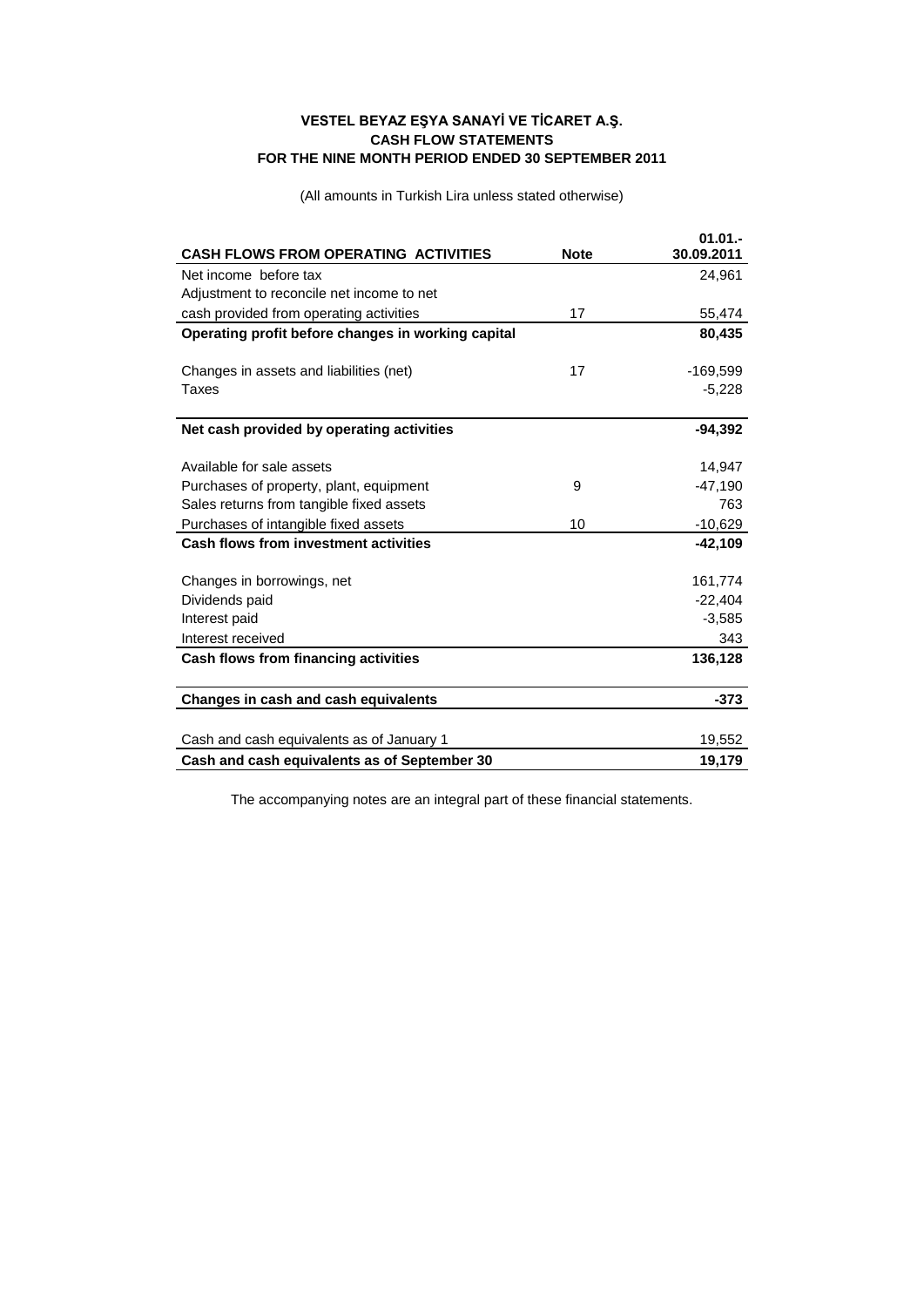**VESTEL BEYAZ EŞYA SANAYİ VE TİCARET A.Ş.**
**CASH FLOW STATEMENTS**
**FOR THE NINE MONTH PERIOD ENDED 30 SEPTEMBER 2011**

(All amounts in Turkish Lira unless stated otherwise)

| CASH FLOWS FROM OPERATING ACTIVITIES | Note | 01.01.- 30.09.2011 |
|---|---|---|
| Net income before tax | | 24,961 |
| Adjustment to reconcile net income to net cash provided from operating activities | 17 | 55,474 |
| **Operating profit before changes in working capital** | | **80,435** |
| Changes in assets and liabilities (net) | 17 | -169,599 |
| Taxes | | -5,228 |
| **Net cash provided by operating activities** | | **-94,392** |
| Available for sale assets | | 14,947 |
| Purchases of property, plant, equipment | 9 | -47,190 |
| Sales returns from tangible fixed assets | | 763 |
| Purchases of intangible fixed assets | 10 | -10,629 |
| **Cash flows from investment activities** | | **-42,109** |
| Changes in borrowings, net | | 161,774 |
| Dividends paid | | -22,404 |
| Interest paid | | -3,585 |
| Interest received | | 343 |
| **Cash flows from financing activities** | | **136,128** |
| **Changes in cash and cash equivalents** | | **-373** |
| Cash and cash equivalents as of January 1 | | 19,552 |
| **Cash and cash equivalents as of September 30** | | **19,179** |

The accompanying notes are an integral part of these financial statements.